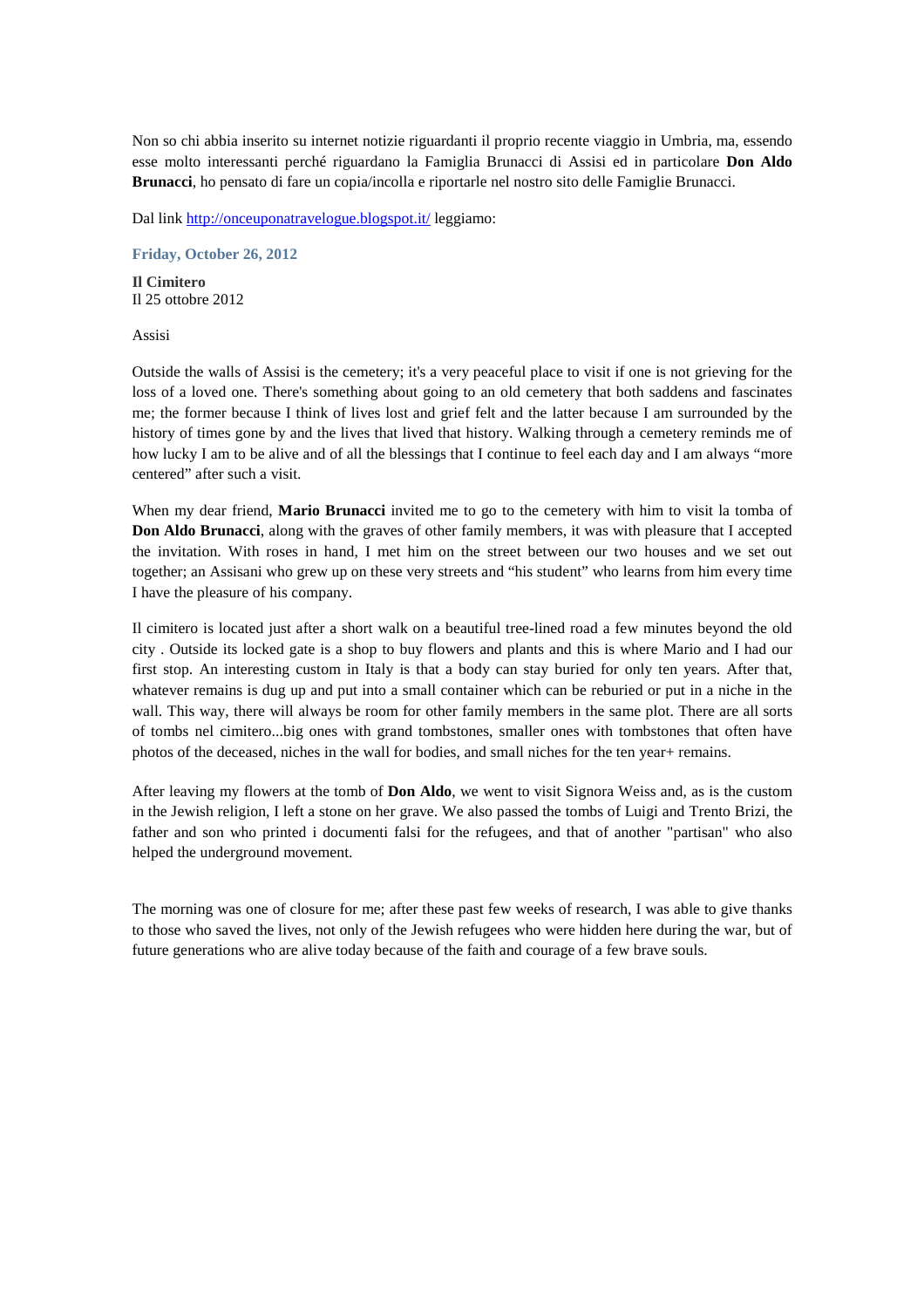Non so chi abbia inserito su internet notizie riguardanti il proprio recente viaggio in Umbria, ma, essendo esse molto interessanti perché riguardano la Famiglia Brunacci di Assisi ed in particolare **Don Aldo Brunacci**, ho pensato di fare un copia/incolla e riportarle nel nostro sito delle Famiglie Brunacci.

Dal link [http://onceuponatravelogue.blogspot.it/](http://onceuponatravelogue.blogspot.it/) leggiamo:

**Friday, October 26, 2012**

**Il Cimitero**
Il 25 ottobre 2012

Assisi

Outside the walls of Assisi is the cemetery; it's a very peaceful place to visit if one is not grieving for the loss of a loved one. There's something about going to an old cemetery that both saddens and fascinates me; the former because I think of lives lost and grief felt and the latter because I am surrounded by the history of times gone by and the lives that lived that history. Walking through a cemetery reminds me of how lucky I am to be alive and of all the blessings that I continue to feel each day and I am always "more centered" after such a visit.

When my dear friend, **Mario Brunacci** invited me to go to the cemetery with him to visit la tomba of **Don Aldo Brunacci**, along with the graves of other family members, it was with pleasure that I accepted the invitation. With roses in hand, I met him on the street between our two houses and we set out together; an Assisani who grew up on these very streets and "his student" who learns from him every time I have the pleasure of his company.

Il cimitero is located just after a short walk on a beautiful tree-lined road a few minutes beyond the old city . Outside its locked gate is a shop to buy flowers and plants and this is where Mario and I had our first stop. An interesting custom in Italy is that a body can stay buried for only ten years. After that, whatever remains is dug up and put into a small container which can be reburied or put in a niche in the wall. This way, there will always be room for other family members in the same plot. There are all sorts of tombs nel cimitero...big ones with grand tombstones, smaller ones with tombstones that often have photos of the deceased, niches in the wall for bodies, and small niches for the ten year+ remains.

After leaving my flowers at the tomb of **Don Aldo**, we went to visit Signora Weiss and, as is the custom in the Jewish religion, I left a stone on her grave. We also passed the tombs of Luigi and Trento Brizi, the father and son who printed i documenti falsi for the refugees, and that of another "partisan" who also helped the underground movement.

The morning was one of closure for me; after these past few weeks of research, I was able to give thanks to those who saved the lives, not only of the Jewish refugees who were hidden here during the war, but of future generations who are alive today because of the faith and courage of a few brave souls.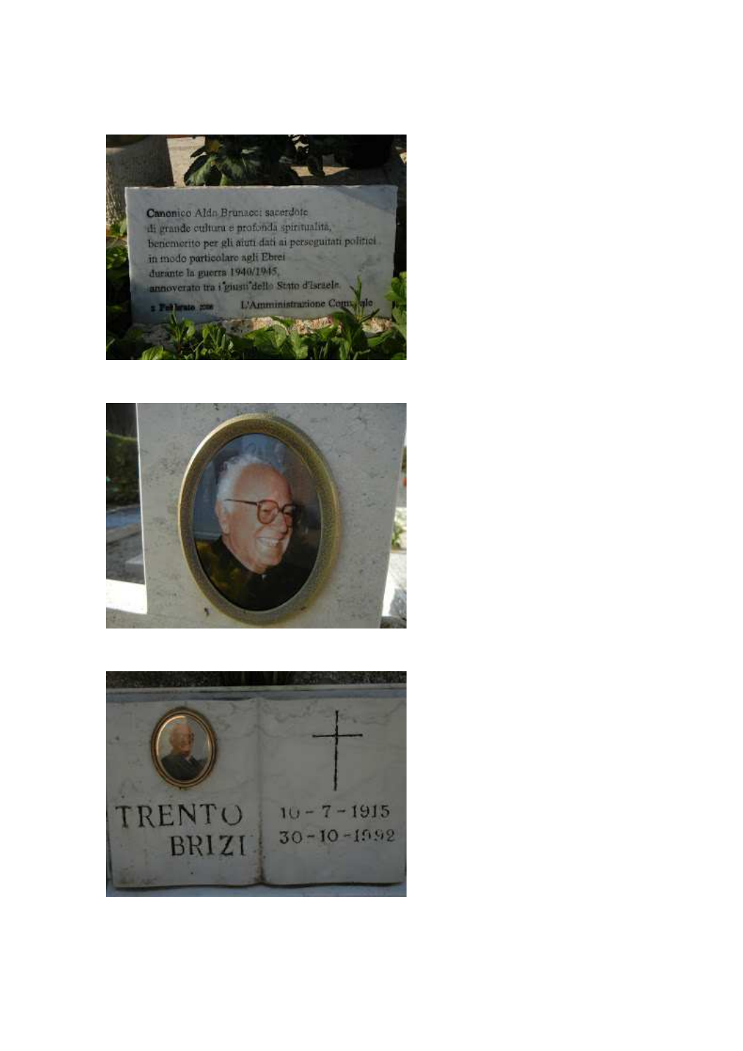Canonico Aldo Brunacci sacerdote
di grande cultura e profonda spiritualità,
benemerito per gli aiuti dati ai perseguitati politici
in modo particolare agli Ebrei
durante la guerra 1940/1945,
annoverato tra i "giusti" dello Stato d'Israele.

2 Febbraio 2008 L'Amministrazione Comunale

TRENTO
BRIZI

10 - 7 - 1915
30 - 10 - 1992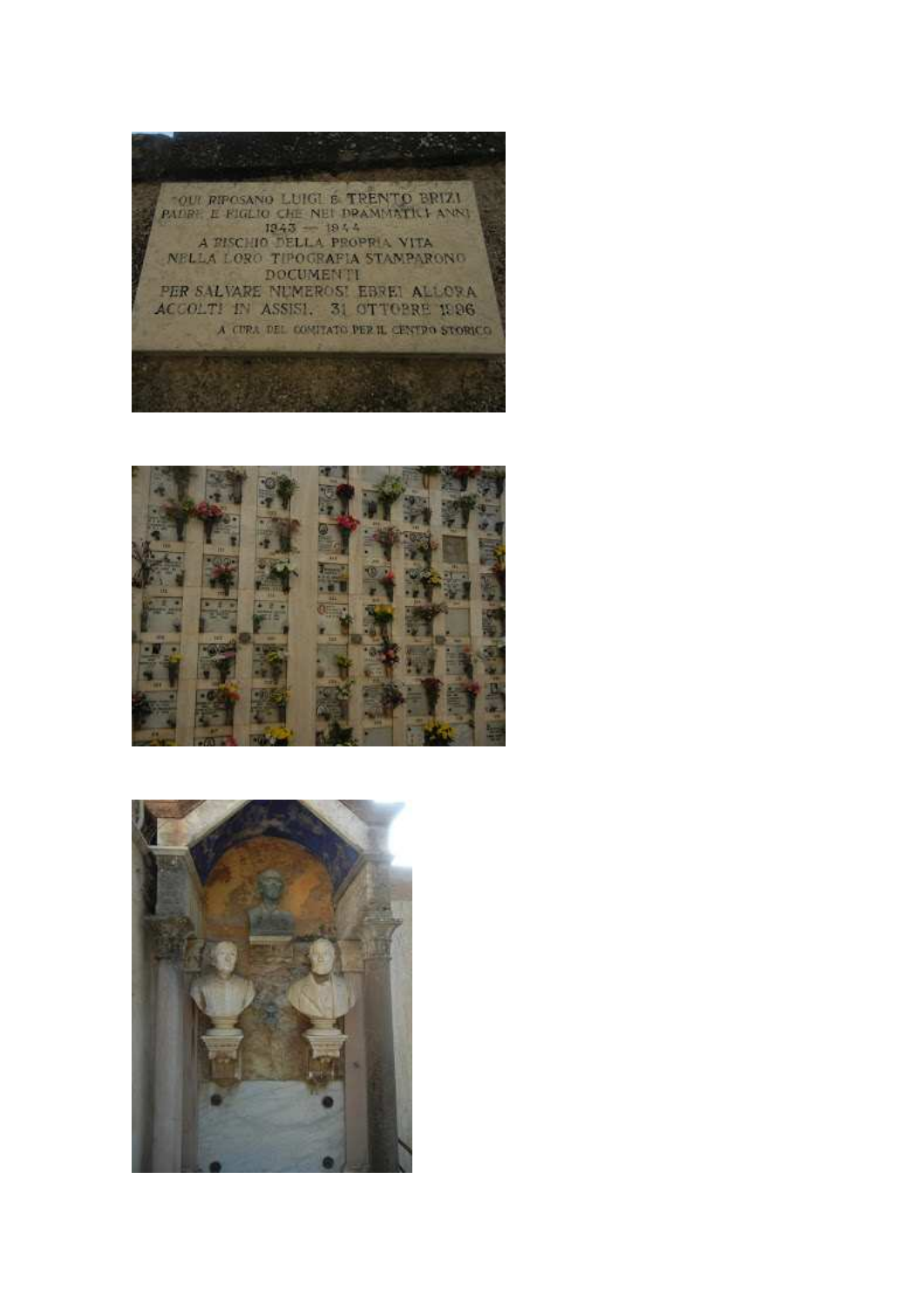QUI RIPOSANO LUIGI E TRENTO BRIZI
PADRE E FIGLIO CHE NEI DRAMMATICI ANNI
1943 — 1944
A RISCHIO DELLA PROPRIA VITA
NELLA LORO TIPOGRAFIA STAMPARONO
DOCUMENTI
PER SALVARE NUMEROSI EBREI ALLORA
ACCOLTI IN ASSISI. 31 OTTOBRE 1996

A CURA DEL COMITATO PER IL CENTRO STORICO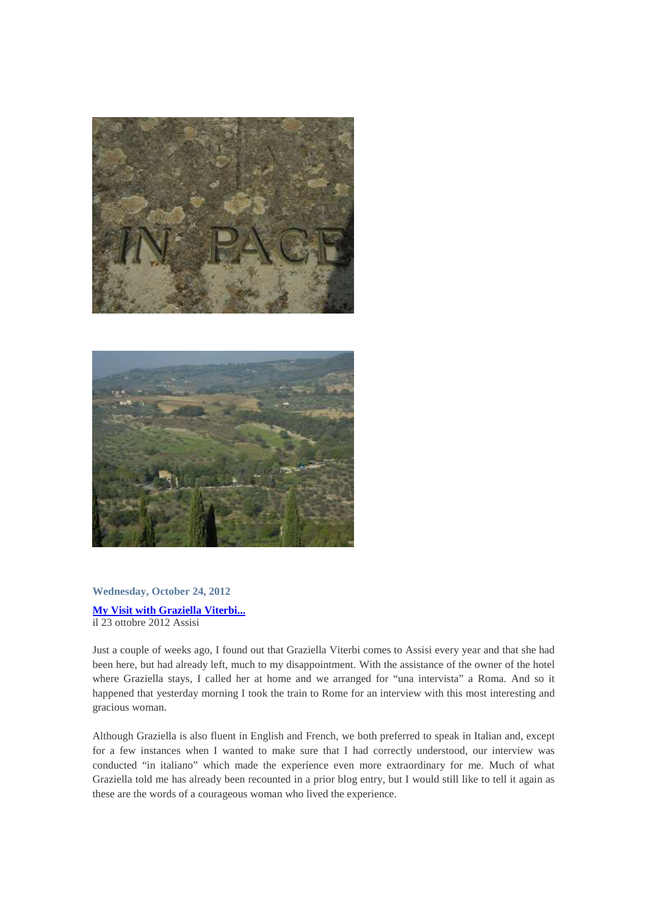**Wednesday, October 24, 2012**

**[My Visit with Graziella Viterbi...]**

il 23 ottobre 2012 Assisi

Just a couple of weeks ago, I found out that Graziella Viterbi comes to Assisi every year and that she had been here, but had already left, much to my disappointment. With the assistance of the owner of the hotel where Graziella stays, I called her at home and we arranged for "una intervista" a Roma. And so it happened that yesterday morning I took the train to Rome for an interview with this most interesting and gracious woman.

Although Graziella is also fluent in English and French, we both preferred to speak in Italian and, except for a few instances when I wanted to make sure that I had correctly understood, our interview was conducted "in italiano" which made the experience even more extraordinary for me. Much of what Graziella told me has already been recounted in a prior blog entry, but I would still like to tell it again as these are the words of a courageous woman who lived the experience.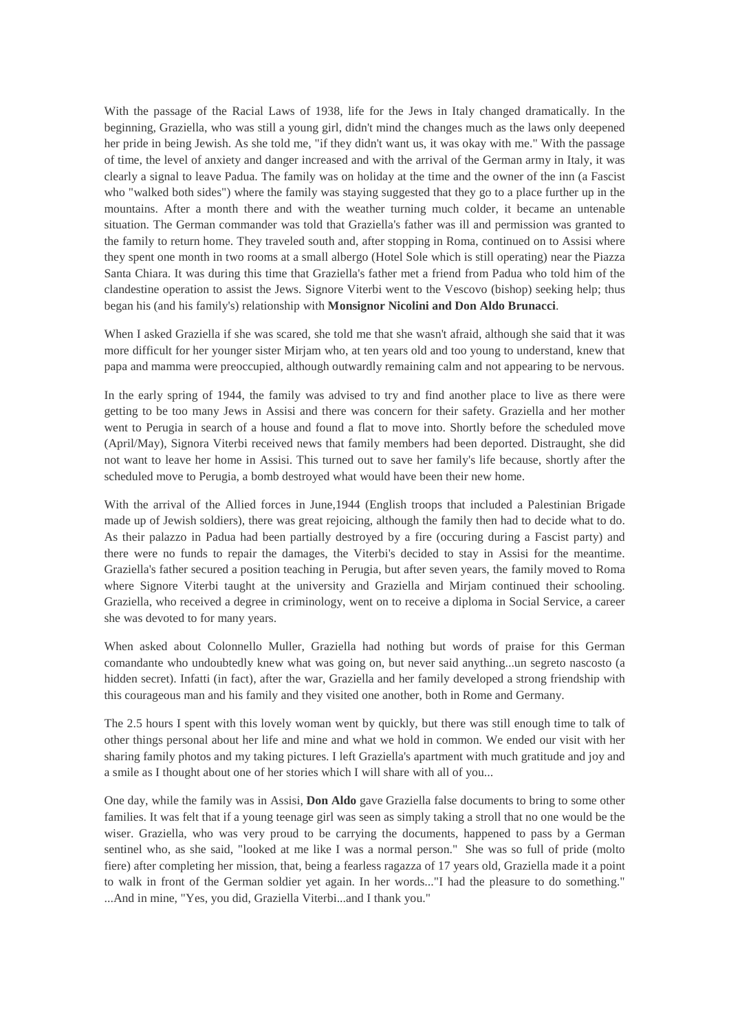With the passage of the Racial Laws of 1938, life for the Jews in Italy changed dramatically. In the beginning, Graziella, who was still a young girl, didn't mind the changes much as the laws only deepened her pride in being Jewish. As she told me, "if they didn't want us, it was okay with me." With the passage of time, the level of anxiety and danger increased and with the arrival of the German army in Italy, it was clearly a signal to leave Padua. The family was on holiday at the time and the owner of the inn (a Fascist who "walked both sides") where the family was staying suggested that they go to a place further up in the mountains. After a month there and with the weather turning much colder, it became an untenable situation. The German commander was told that Graziella's father was ill and permission was granted to the family to return home. They traveled south and, after stopping in Roma, continued on to Assisi where they spent one month in two rooms at a small albergo (Hotel Sole which is still operating) near the Piazza Santa Chiara. It was during this time that Graziella's father met a friend from Padua who told him of the clandestine operation to assist the Jews. Signore Viterbi went to the Vescovo (bishop) seeking help; thus began his (and his family's) relationship with **Monsignor Nicolini and Don Aldo Brunacci**.

When I asked Graziella if she was scared, she told me that she wasn't afraid, although she said that it was more difficult for her younger sister Mirjam who, at ten years old and too young to understand, knew that papa and mamma were preoccupied, although outwardly remaining calm and not appearing to be nervous.

In the early spring of 1944, the family was advised to try and find another place to live as there were getting to be too many Jews in Assisi and there was concern for their safety. Graziella and her mother went to Perugia in search of a house and found a flat to move into. Shortly before the scheduled move (April/May), Signora Viterbi received news that family members had been deported. Distraught, she did not want to leave her home in Assisi. This turned out to save her family's life because, shortly after the scheduled move to Perugia, a bomb destroyed what would have been their new home.

With the arrival of the Allied forces in June,1944 (English troops that included a Palestinian Brigade made up of Jewish soldiers), there was great rejoicing, although the family then had to decide what to do. As their palazzo in Padua had been partially destroyed by a fire (occuring during a Fascist party) and there were no funds to repair the damages, the Viterbi's decided to stay in Assisi for the meantime. Graziella's father secured a position teaching in Perugia, but after seven years, the family moved to Roma where Signore Viterbi taught at the university and Graziella and Mirjam continued their schooling. Graziella, who received a degree in criminology, went on to receive a diploma in Social Service, a career she was devoted to for many years.

When asked about Colonnello Muller, Graziella had nothing but words of praise for this German comandante who undoubtedly knew what was going on, but never said anything...un segreto nascosto (a hidden secret). Infatti (in fact), after the war, Graziella and her family developed a strong friendship with this courageous man and his family and they visited one another, both in Rome and Germany.

The 2.5 hours I spent with this lovely woman went by quickly, but there was still enough time to talk of other things personal about her life and mine and what we hold in common. We ended our visit with her sharing family photos and my taking pictures. I left Graziella's apartment with much gratitude and joy and a smile as I thought about one of her stories which I will share with all of you...

One day, while the family was in Assisi, **Don Aldo** gave Graziella false documents to bring to some other families. It was felt that if a young teenage girl was seen as simply taking a stroll that no one would be the wiser. Graziella, who was very proud to be carrying the documents, happened to pass by a German sentinel who, as she said, "looked at me like I was a normal person." She was so full of pride (molto fiere) after completing her mission, that, being a fearless ragazza of 17 years old, Graziella made it a point to walk in front of the German soldier yet again. In her words..."I had the pleasure to do something." ...And in mine, "Yes, you did, Graziella Viterbi...and I thank you."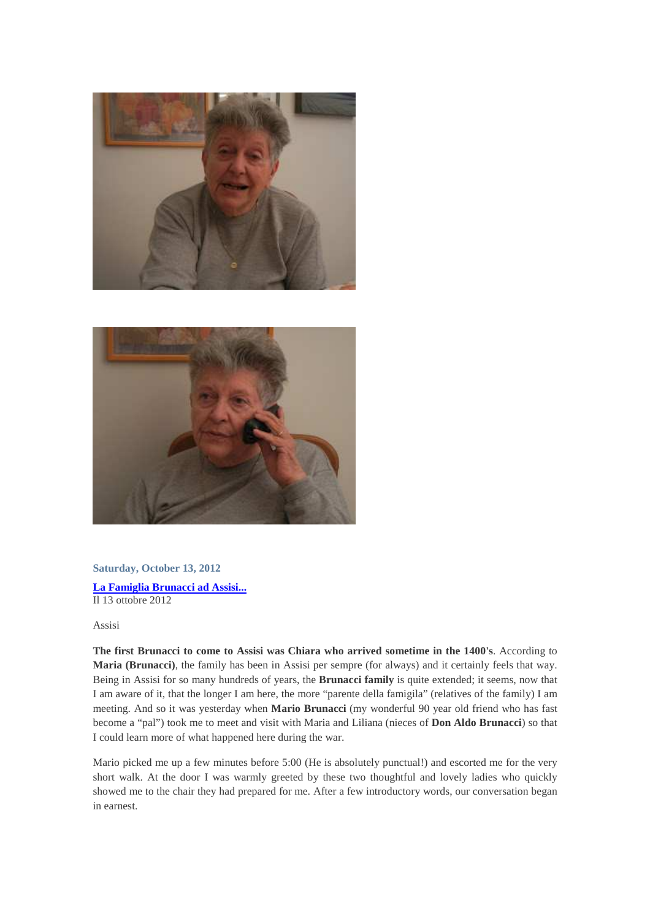**Saturday, October 13, 2012**

**[La Famiglia Brunacci ad Assisi...]**

Il 13 ottobre 2012

Assisi

**The first Brunacci to come to Assisi was Chiara who arrived sometime in the 1400's**. According to **Maria (Brunacci)**, the family has been in Assisi per sempre (for always) and it certainly feels that way. Being in Assisi for so many hundreds of years, the **Brunacci family** is quite extended; it seems, now that I am aware of it, that the longer I am here, the more "parente della famigila" (relatives of the family) I am meeting. And so it was yesterday when **Mario Brunacci** (my wonderful 90 year old friend who has fast become a "pal") took me to meet and visit with Maria and Liliana (nieces of **Don Aldo Brunacci**) so that I could learn more of what happened here during the war.

Mario picked me up a few minutes before 5:00 (He is absolutely punctual!) and escorted me for the very short walk. At the door I was warmly greeted by these two thoughtful and lovely ladies who quickly showed me to the chair they had prepared for me. After a few introductory words, our conversation began in earnest.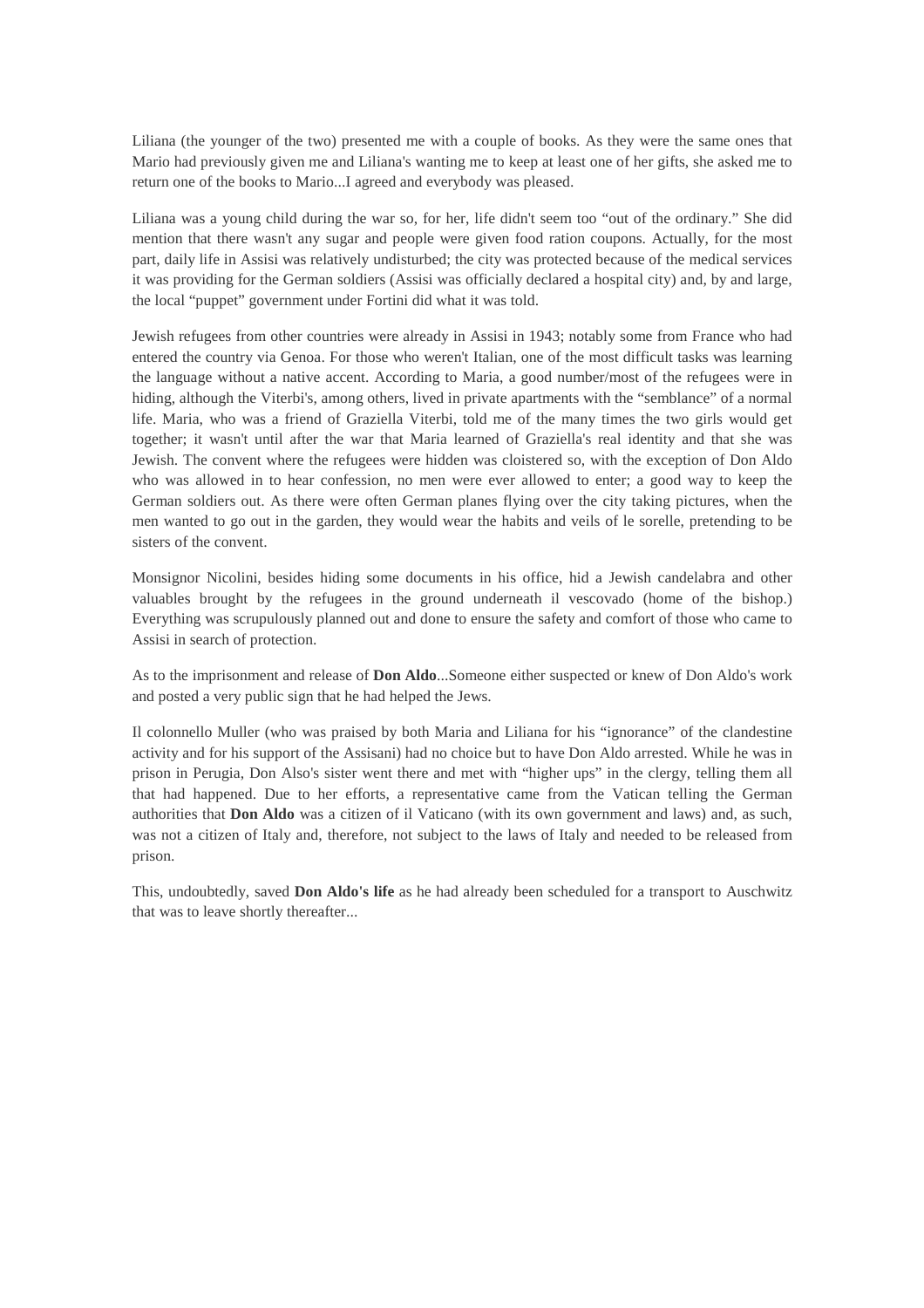Liliana (the younger of the two) presented me with a couple of books. As they were the same ones that Mario had previously given me and Liliana's wanting me to keep at least one of her gifts, she asked me to return one of the books to Mario...I agreed and everybody was pleased.

Liliana was a young child during the war so, for her, life didn't seem too "out of the ordinary." She did mention that there wasn't any sugar and people were given food ration coupons. Actually, for the most part, daily life in Assisi was relatively undisturbed; the city was protected because of the medical services it was providing for the German soldiers (Assisi was officially declared a hospital city) and, by and large, the local "puppet" government under Fortini did what it was told.

Jewish refugees from other countries were already in Assisi in 1943; notably some from France who had entered the country via Genoa. For those who weren't Italian, one of the most difficult tasks was learning the language without a native accent. According to Maria, a good number/most of the refugees were in hiding, although the Viterbi's, among others, lived in private apartments with the "semblance" of a normal life. Maria, who was a friend of Graziella Viterbi, told me of the many times the two girls would get together; it wasn't until after the war that Maria learned of Graziella's real identity and that she was Jewish. The convent where the refugees were hidden was cloistered so, with the exception of Don Aldo who was allowed in to hear confession, no men were ever allowed to enter; a good way to keep the German soldiers out. As there were often German planes flying over the city taking pictures, when the men wanted to go out in the garden, they would wear the habits and veils of le sorelle, pretending to be sisters of the convent.

Monsignor Nicolini, besides hiding some documents in his office, hid a Jewish candelabra and other valuables brought by the refugees in the ground underneath il vescovado (home of the bishop.) Everything was scrupulously planned out and done to ensure the safety and comfort of those who came to Assisi in search of protection.

As to the imprisonment and release of **Don Aldo**...Someone either suspected or knew of Don Aldo's work and posted a very public sign that he had helped the Jews.

Il colonnello Muller (who was praised by both Maria and Liliana for his "ignorance" of the clandestine activity and for his support of the Assisani) had no choice but to have Don Aldo arrested. While he was in prison in Perugia, Don Also's sister went there and met with "higher ups" in the clergy, telling them all that had happened. Due to her efforts, a representative came from the Vatican telling the German authorities that **Don Aldo** was a citizen of il Vaticano (with its own government and laws) and, as such, was not a citizen of Italy and, therefore, not subject to the laws of Italy and needed to be released from prison.

This, undoubtedly, saved **Don Aldo's life** as he had already been scheduled for a transport to Auschwitz that was to leave shortly thereafter...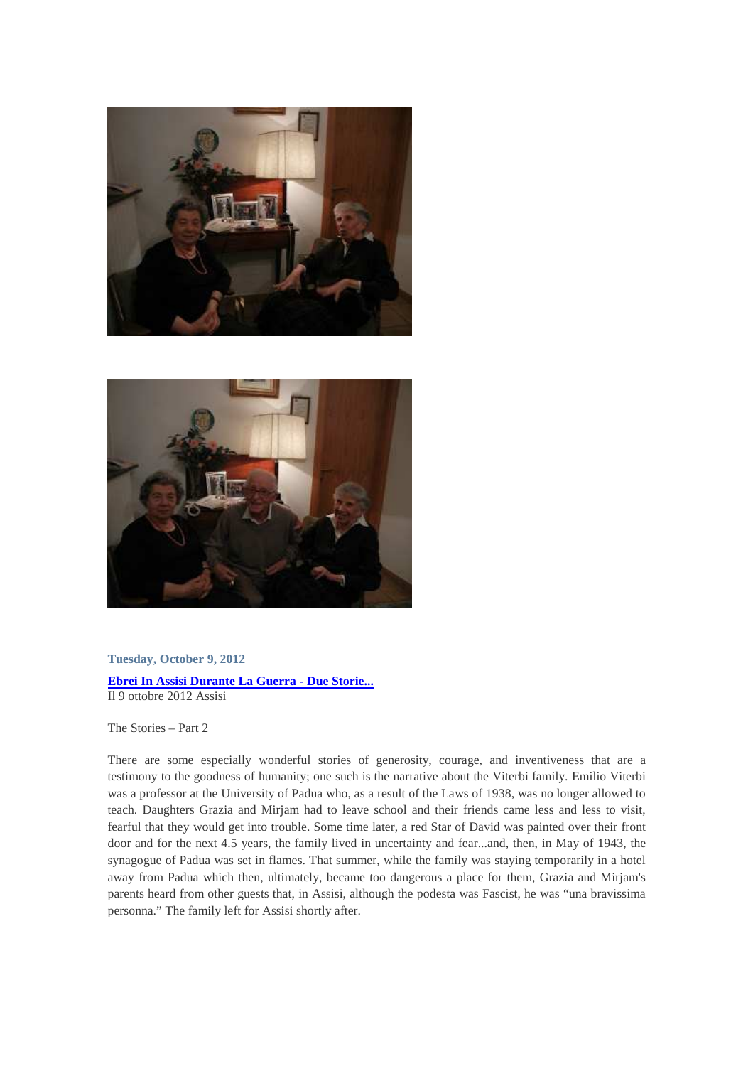**Tuesday, October 9, 2012**

**[Ebrei In Assisi Durante La Guerra - Due Storie...]**
Il 9 ottobre 2012 Assisi

The Stories – Part 2

There are some especially wonderful stories of generosity, courage, and inventiveness that are a testimony to the goodness of humanity; one such is the narrative about the Viterbi family. Emilio Viterbi was a professor at the University of Padua who, as a result of the Laws of 1938, was no longer allowed to teach. Daughters Grazia and Mirjam had to leave school and their friends came less and less to visit, fearful that they would get into trouble. Some time later, a red Star of David was painted over their front door and for the next 4.5 years, the family lived in uncertainty and fear...and, then, in May of 1943, the synagogue of Padua was set in flames. That summer, while the family was staying temporarily in a hotel away from Padua which then, ultimately, became too dangerous a place for them, Grazia and Mirjam's parents heard from other guests that, in Assisi, although the podesta was Fascist, he was "una bravissima personna." The family left for Assisi shortly after.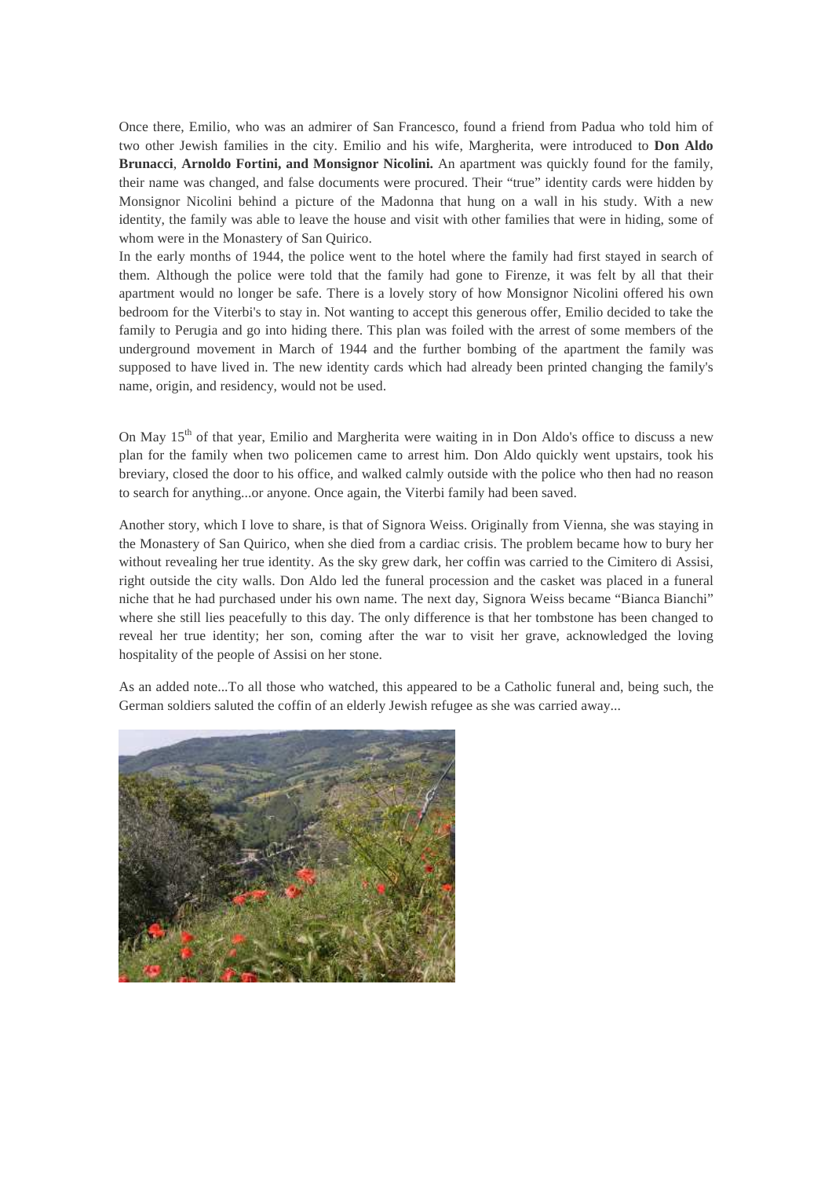Once there, Emilio, who was an admirer of San Francesco, found a friend from Padua who told him of two other Jewish families in the city. Emilio and his wife, Margherita, were introduced to **Don Aldo Brunacci**, **Arnoldo Fortini, and Monsignor Nicolini.** An apartment was quickly found for the family, their name was changed, and false documents were procured. Their "true" identity cards were hidden by Monsignor Nicolini behind a picture of the Madonna that hung on a wall in his study. With a new identity, the family was able to leave the house and visit with other families that were in hiding, some of whom were in the Monastery of San Quirico.

In the early months of 1944, the police went to the hotel where the family had first stayed in search of them. Although the police were told that the family had gone to Firenze, it was felt by all that their apartment would no longer be safe. There is a lovely story of how Monsignor Nicolini offered his own bedroom for the Viterbi's to stay in. Not wanting to accept this generous offer, Emilio decided to take the family to Perugia and go into hiding there. This plan was foiled with the arrest of some members of the underground movement in March of 1944 and the further bombing of the apartment the family was supposed to have lived in. The new identity cards which had already been printed changing the family's name, origin, and residency, would not be used.

On May 15th of that year, Emilio and Margherita were waiting in in Don Aldo's office to discuss a new plan for the family when two policemen came to arrest him. Don Aldo quickly went upstairs, took his breviary, closed the door to his office, and walked calmly outside with the police who then had no reason to search for anything...or anyone. Once again, the Viterbi family had been saved.

Another story, which I love to share, is that of Signora Weiss. Originally from Vienna, she was staying in the Monastery of San Quirico, when she died from a cardiac crisis. The problem became how to bury her without revealing her true identity. As the sky grew dark, her coffin was carried to the Cimitero di Assisi, right outside the city walls. Don Aldo led the funeral procession and the casket was placed in a funeral niche that he had purchased under his own name. The next day, Signora Weiss became "Bianca Bianchi" where she still lies peacefully to this day. The only difference is that her tombstone has been changed to reveal her true identity; her son, coming after the war to visit her grave, acknowledged the loving hospitality of the people of Assisi on her stone.

As an added note...To all those who watched, this appeared to be a Catholic funeral and, being such, the German soldiers saluted the coffin of an elderly Jewish refugee as she was carried away...